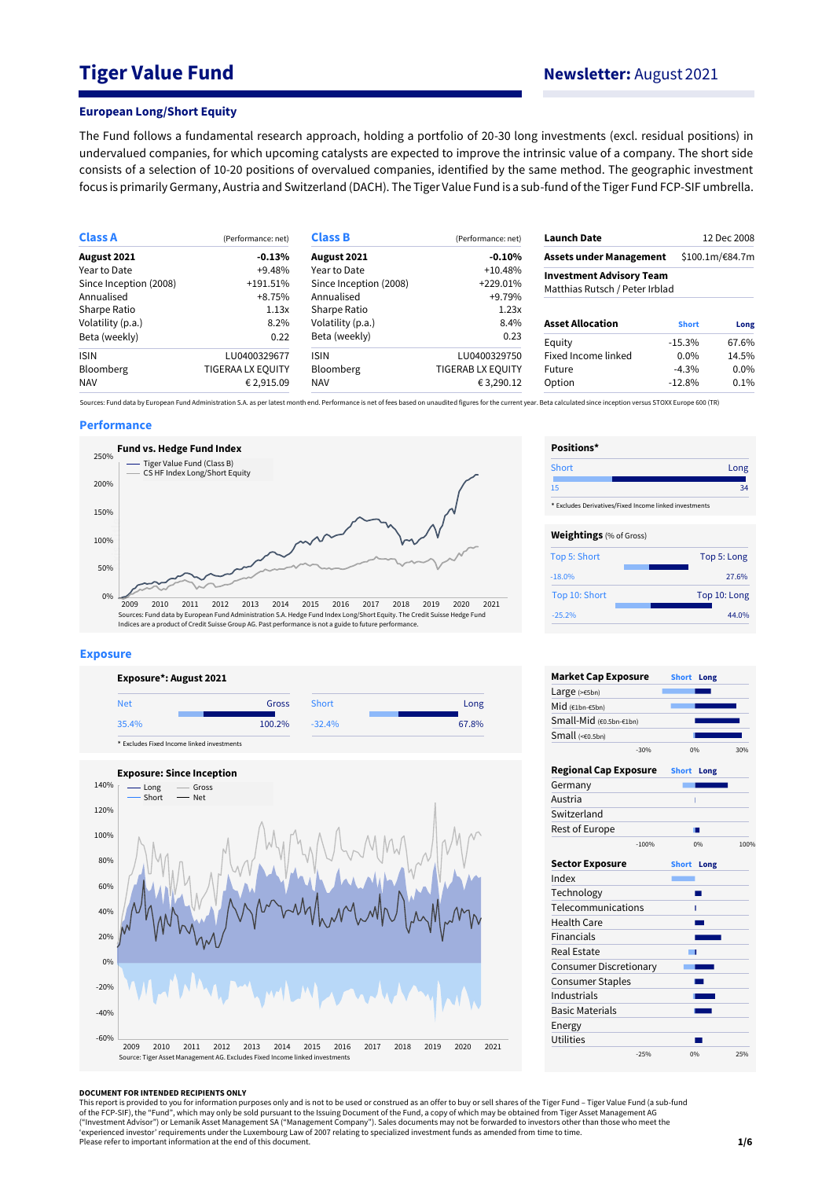# Tiger Value Fund

## Newsletter: August 2021

### European Long/Short Equity

The Fund follows a fundamental research approach, holding a portfolio of 20-30 long investments (excl. residual positions) in undervalued companies, for which upcoming catalysts are expected to improve the intrinsic value of a company. The short side consists of a selection of 10-20 positions of overvalued companies, identified by the same method. The geographic investment focus is primarily Germany, Austria and Switzerland (DACH). The Tiger Value Fund is a sub-fund of the Tiger Fund FCP-SIF umbrella.

| Class A | (Performance: net) |
|---|---|
| **August 2021** | **-0.13%** |
| Year to Date | +9.48% |
| Since Inception (2008) | +191.51% |
| Annualised | +8.75% |
| Sharpe Ratio | 1.13x |
| Volatility (p.a.) | 8.2% |
| Beta (weekly) | 0.22 |
| ISIN | LU0400329677 |
| Bloomberg | TIGERAA LX EQUITY |
| NAV | € 2,915.09 |

| Class B | (Performance: net) |
|---|---|
| **August 2021** | **-0.10%** |
| Year to Date | +10.48% |
| Since Inception (2008) | +229.01% |
| Annualised | +9.79% |
| Sharpe Ratio | 1.23x |
| Volatility (p.a.) | 8.4% |
| Beta (weekly) | 0.23 |
| ISIN | LU0400329750 |
| Bloomberg | TIGERAB LX EQUITY |
| NAV | € 3,290.12 |

| | |
|---|---|
| **Launch Date** | 12 Dec 2008 |
| **Assets under Management** | $100.1m/€84.7m |
| **Investment Advisory Team** | Matthias Rutsch / Peter Irblad |

| Asset Allocation | Short | Long |
|---|---|---|
| Equity | -15.3% | 67.6% |
| Fixed Income linked | 0.0% | 14.5% |
| Future | -4.3% | 0.0% |
| Option | -12.8% | 0.1% |

Sources: Fund data by European Fund Administration S.A. as per latest month end. Performance is net of fees based on unaudited figures for the current year. Beta calculated since inception versus STOXX Europe 600 (TR)

## Performance

**Fund vs. Hedge Fund Index**

Sources: Fund data by European Fund Administration S.A. Hedge Fund Index Long/Short Equity. The Credit Suisse Hedge Fund Indices are a product of Credit Suisse Group AG. Past performance is not a guide to future performance.

**Positions***

| Short | Long |
|---|---|
| 15 | 34 |

* Excludes Derivatives/Fixed Income linked investments

**Weightings** (% of Gross)

| Top 5: Short | Top 5: Long |
|---|---|
| -18.0% | 27.6% |

| Top 10: Short | Top 10: Long |
|---|---|
| -25.2% | 44.0% |

## Exposure

**Exposure*: August 2021**

| Net | Gross | Short | Long |
|---|---|---|---|
| 35.4% | 100.2% | -32.4% | 67.8% |

* Excludes Fixed Income linked investments

**Exposure: Since Inception**

Source: Tiger Asset Management AG. Excludes Fixed Income linked investments

**Market Cap Exposure** (Short / Long)
- Large (>€5bn)
- Mid (€1bn-€5bn)
- Small-Mid (€0.5bn-€1bn)
- Small (<€0.5bn)

**Regional Cap Exposure** (Short / Long)
- Germany
- Austria
- Switzerland
- Rest of Europe

**Sector Exposure** (Short / Long)
- Index
- Technology
- Telecommunications
- Health Care
- Financials
- Real Estate
- Consumer Discretionary
- Consumer Staples
- Industrials
- Basic Materials
- Energy
- Utilities

**DOCUMENT FOR INTENDED RECIPIENTS ONLY**
This report is provided to you for information purposes only and is not to be used or considered as an offer to buy or sell shares of the Tiger Fund – Tiger Value Fund (a sub-fund of the FCP-SIF), the "Fund", which may only be sold pursuant to the Issuing Document of the Fund, a copy of which may be obtained from Tiger Asset Management AG ("Investment Advisor") or Lemanik Asset Management SA ("Management Company"). Sales documents may not be forwarded to investors other than those who meet the 'experienced investor' requirements under the Luxembourg Law of 2007 relating to specialized investment funds as amended from time to time.
Please refer to important information at the end of this document.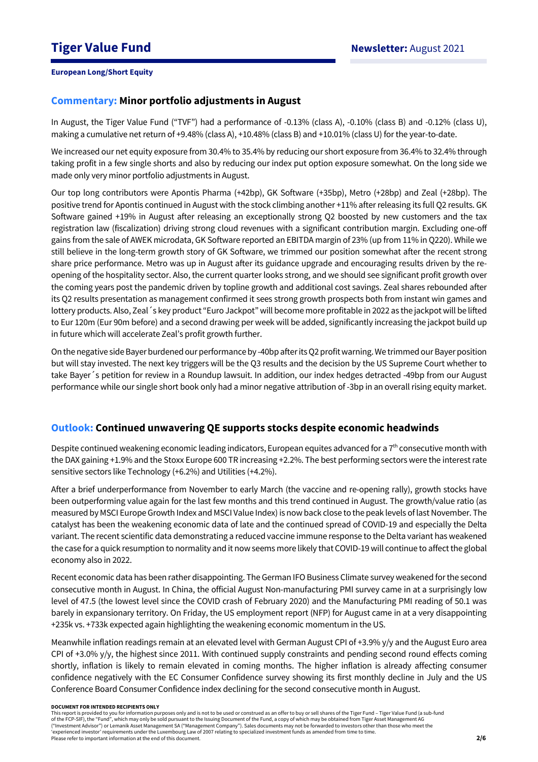## Commentary: Minor portfolio adjustments in August

In August, the Tiger Value Fund ("TVF") had a performance of -0.13% (class A), -0.10% (class B) and -0.12% (class U), making a cumulative net return of +9.48% (class A), +10.48% (class B) and +10.01% (class U) for the year-to-date.

We increased our net equity exposure from 30.4% to 35.4% by reducing our short exposure from 36.4% to 32.4% through taking profit in a few single shorts and also by reducing our index put option exposure somewhat. On the long side we made only very minor portfolio adjustments in August.

Our top long contributors were Apontis Pharma (+42bp), GK Software (+35bp), Metro (+28bp) and Zeal (+28bp). The positive trend for Apontis continued in August with the stock climbing another +11% after releasing its full Q2 results. GK Software gained +19% in August after releasing an exceptionally strong Q2 boosted by new customers and the tax registration law (fiscalization) driving strong cloud revenues with a significant contribution margin. Excluding one-off gains from the sale of AWEK microdata, GK Software reported an EBITDA margin of 23% (up from 11% in Q220). While we still believe in the long-term growth story of GK Software, we trimmed our position somewhat after the recent strong share price performance. Metro was up in August after its guidance upgrade and encouraging results driven by the re-opening of the hospitality sector. Also, the current quarter looks strong, and we should see significant profit growth over the coming years post the pandemic driven by topline growth and additional cost savings. Zeal shares rebounded after its Q2 results presentation as management confirmed it sees strong growth prospects both from instant win games and lottery products. Also, Zeal´s key product "Euro Jackpot" will become more profitable in 2022 as the jackpot will be lifted to Eur 120m (Eur 90m before) and a second drawing per week will be added, significantly increasing the jackpot build up in future which will accelerate Zeal's profit growth further.

On the negative side Bayer burdened our performance by -40bp after its Q2 profit warning. We trimmed our Bayer position but will stay invested. The next key triggers will be the Q3 results and the decision by the US Supreme Court whether to take Bayer´s petition for review in a Roundup lawsuit. In addition, our index hedges detracted -49bp from our August performance while our single short book only had a minor negative attribution of -3bp in an overall rising equity market.

## Outlook: Continued unwavering QE supports stocks despite economic headwinds

Despite continued weakening economic leading indicators, European equites advanced for a 7th consecutive month with the DAX gaining +1.9% and the Stoxx Europe 600 TR increasing +2.2%. The best performing sectors were the interest rate sensitive sectors like Technology (+6.2%) and Utilities (+4.2%).

After a brief underperformance from November to early March (the vaccine and re-opening rally), growth stocks have been outperforming value again for the last few months and this trend continued in August. The growth/value ratio (as measured by MSCI Europe Growth Index and MSCI Value Index) is now back close to the peak levels of last November. The catalyst has been the weakening economic data of late and the continued spread of COVID-19 and especially the Delta variant. The recent scientific data demonstrating a reduced vaccine immune response to the Delta variant has weakened the case for a quick resumption to normality and it now seems more likely that COVID-19 will continue to affect the global economy also in 2022.

Recent economic data has been rather disappointing. The German IFO Business Climate survey weakened for the second consecutive month in August. In China, the official August Non-manufacturing PMI survey came in at a surprisingly low level of 47.5 (the lowest level since the COVID crash of February 2020) and the Manufacturing PMI reading of 50.1 was barely in expansionary territory. On Friday, the US employment report (NFP) for August came in at a very disappointing +235k vs. +733k expected again highlighting the weakening economic momentum in the US.

Meanwhile inflation readings remain at an elevated level with German August CPI of +3.9% y/y and the August Euro area CPI of +3.0% y/y, the highest since 2011. With continued supply constraints and pending second round effects coming shortly, inflation is likely to remain elevated in coming months. The higher inflation is already affecting consumer confidence negatively with the EC Consumer Confidence survey showing its first monthly decline in July and the US Conference Board Consumer Confidence index declining for the second consecutive month in August.

**DOCUMENT FOR INTENDED RECIPIENTS ONLY**

This report is provided to you for information purposes only and is not to be used or construed as an offer to buy or sell shares of the Tiger Fund – Tiger Value Fund (a sub-fund of the FCP-SIF), the "Fund", which may only be sold pursuant to the Issuing Document of the Fund, a copy of which may be obtained from Tiger Asset Management AG ("Investment Advisor") or Lemanik Asset Management SA ("Management Company"). Sales documents may not be forwarded to investors other than those who meet the 'experienced investor' requirements under the Luxembourg Law of 2007 relating to specialized investment funds as amended from time to time.
Please refer to important information at the end of this document.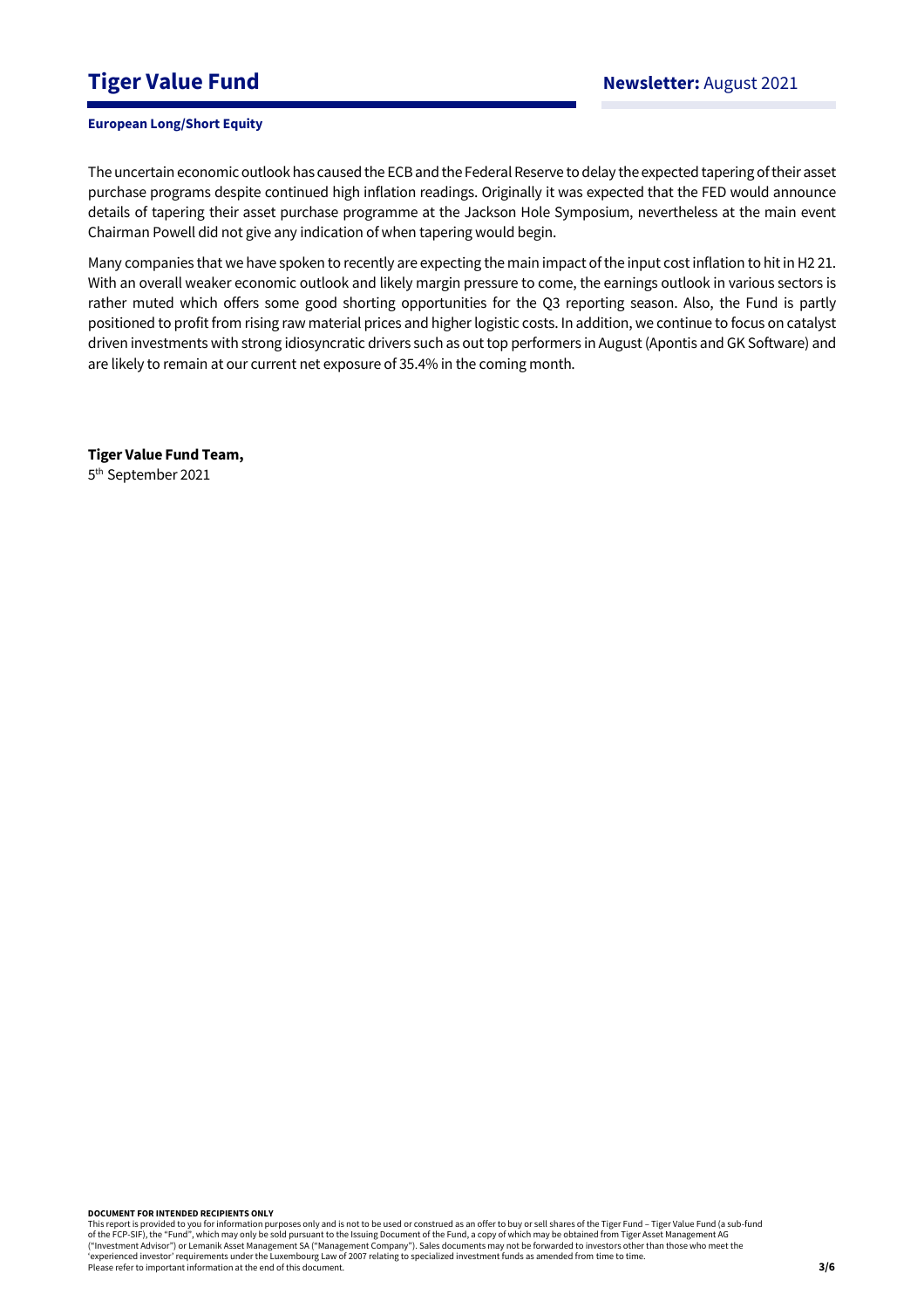The uncertain economic outlook has caused the ECB and the Federal Reserve to delay the expected tapering of their asset purchase programs despite continued high inflation readings. Originally it was expected that the FED would announce details of tapering their asset purchase programme at the Jackson Hole Symposium, nevertheless at the main event Chairman Powell did not give any indication of when tapering would begin.

Many companies that we have spoken to recently are expecting the main impact of the input cost inflation to hit in H2 21. With an overall weaker economic outlook and likely margin pressure to come, the earnings outlook in various sectors is rather muted which offers some good shorting opportunities for the Q3 reporting season. Also, the Fund is partly positioned to profit from rising raw material prices and higher logistic costs. In addition, we continue to focus on catalyst driven investments with strong idiosyncratic drivers such as out top performers in August (Apontis and GK Software) and are likely to remain at our current net exposure of 35.4% in the coming month.

**Tiger Value Fund Team,**
5th September 2021

**DOCUMENT FOR INTENDED RECIPIENTS ONLY**
This report is provided to you for information purposes only and is not to be used or construed as an offer to buy or sell shares of the Tiger Fund – Tiger Value Fund (a sub-fund of the FCP-SIF), the "Fund", which may only be sold pursuant to the Issuing Document of the Fund, a copy of which may be obtained from Tiger Asset Management AG ("Investment Advisor") or Lemanik Asset Management SA ("Management Company"). Sales documents may not be forwarded to investors other than those who meet the 'experienced investor' requirements under the Luxembourg Law of 2007 relating to specialized investment funds as amended from time to time.
Please refer to important information at the end of this document.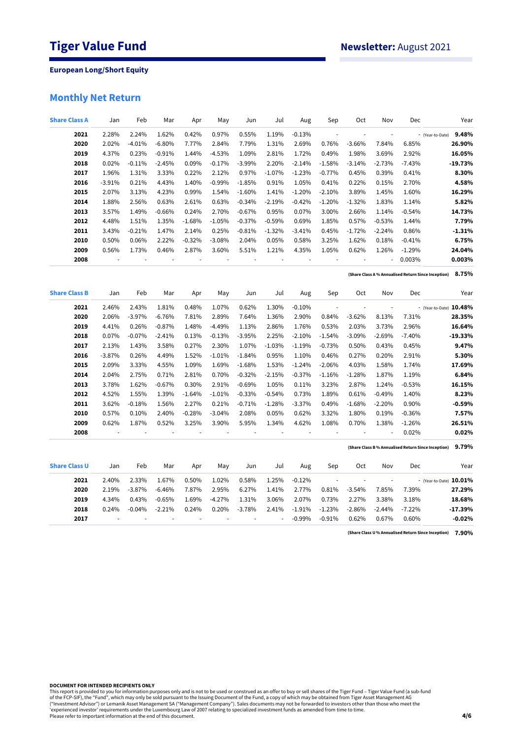# Tiger Value Fund

## Newsletter: August 2021

**European Long/Short Equity**

## Monthly Net Return

| Share Class A | Jan | Feb | Mar | Apr | May | Jun | Jul | Aug | Sep | Oct | Nov | Dec | Year |
|---|---|---|---|---|---|---|---|---|---|---|---|---|---|
| **2021** | 2.28% | 2.24% | 1.62% | 0.42% | 0.97% | 0.55% | 1.19% | -0.13% | - | - | - | - | (Year-to-Date) **9.48%** |
| **2020** | 2.02% | -4.01% | -6.80% | 7.77% | 2.84% | 7.79% | 1.31% | 2.69% | 0.76% | -3.66% | 7.84% | 6.85% | **26.90%** |
| **2019** | 4.37% | 0.23% | -0.91% | 1.44% | -4.53% | 1.09% | 2.81% | 1.72% | 0.49% | 1.98% | 3.69% | 2.92% | **16.05%** |
| **2018** | 0.02% | -0.11% | -2.45% | 0.09% | -0.17% | -3.99% | 2.20% | -2.14% | -1.58% | -3.14% | -2.73% | -7.43% | **-19.73%** |
| **2017** | 1.96% | 1.31% | 3.33% | 0.22% | 2.12% | 0.97% | -1.07% | -1.23% | -0.77% | 0.45% | 0.39% | 0.41% | **8.30%** |
| **2016** | -3.91% | 0.21% | 4.43% | 1.40% | -0.99% | -1.85% | 0.91% | 1.05% | 0.41% | 0.22% | 0.15% | 2.70% | **4.58%** |
| **2015** | 2.07% | 3.13% | 4.23% | 0.99% | 1.54% | -1.60% | 1.41% | -1.20% | -2.10% | 3.89% | 1.45% | 1.60% | **16.29%** |
| **2014** | 1.88% | 2.56% | 0.63% | 2.61% | 0.63% | -0.34% | -2.19% | -0.42% | -1.20% | -1.32% | 1.83% | 1.14% | **5.82%** |
| **2013** | 3.57% | 1.49% | -0.66% | 0.24% | 2.70% | -0.67% | 0.95% | 0.07% | 3.00% | 2.66% | 1.14% | -0.54% | **14.73%** |
| **2012** | 4.48% | 1.51% | 1.35% | -1.68% | -1.05% | -0.37% | -0.59% | 0.69% | 1.85% | 0.57% | -0.53% | 1.44% | **7.79%** |
| **2011** | 3.43% | -0.21% | 1.47% | 2.14% | 0.25% | -0.81% | -1.32% | -3.41% | 0.45% | -1.72% | -2.24% | 0.86% | **-1.31%** |
| **2010** | 0.50% | 0.06% | 2.22% | -0.32% | -3.08% | 2.04% | 0.05% | 0.58% | 3.25% | 1.62% | 0.18% | -0.41% | **6.75%** |
| **2009** | 0.56% | 1.73% | 0.46% | 2.87% | 3.60% | 5.51% | 1.21% | 4.35% | 1.05% | 0.62% | 1.26% | -1.29% | **24.04%** |
| **2008** | - | - | - | - | - | - | - | - | - | - | - | 0.003% | **0.003%** |

**(Share Class A % Annualised Return Since Inception) 8.75%**

| Share Class B | Jan | Feb | Mar | Apr | May | Jun | Jul | Aug | Sep | Oct | Nov | Dec | Year |
|---|---|---|---|---|---|---|---|---|---|---|---|---|---|
| **2021** | 2.46% | 2.43% | 1.81% | 0.48% | 1.07% | 0.62% | 1.30% | -0.10% | - | - | - | - | (Year-to-Date) **10.48%** |
| **2020** | 2.06% | -3.97% | -6.76% | 7.81% | 2.89% | 7.64% | 1.36% | 2.90% | 0.84% | -3.62% | 8.13% | 7.31% | **28.35%** |
| **2019** | 4.41% | 0.26% | -0.87% | 1.48% | -4.49% | 1.13% | 2.86% | 1.76% | 0.53% | 2.03% | 3.73% | 2.96% | **16.64%** |
| **2018** | 0.07% | -0.07% | -2.41% | 0.13% | -0.13% | -3.95% | 2.25% | -2.10% | -1.54% | -3.09% | -2.69% | -7.40% | **-19.33%** |
| **2017** | 2.13% | 1.43% | 3.58% | 0.27% | 2.30% | 1.07% | -1.03% | -1.19% | -0.73% | 0.50% | 0.43% | 0.45% | **9.47%** |
| **2016** | -3.87% | 0.26% | 4.49% | 1.52% | -1.01% | -1.84% | 0.95% | 1.10% | 0.46% | 0.27% | 0.20% | 2.91% | **5.30%** |
| **2015** | 2.09% | 3.33% | 4.55% | 1.09% | 1.69% | -1.68% | 1.53% | -1.24% | -2.06% | 4.03% | 1.58% | 1.74% | **17.69%** |
| **2014** | 2.04% | 2.75% | 0.71% | 2.81% | 0.70% | -0.32% | -2.15% | -0.37% | -1.16% | -1.28% | 1.87% | 1.19% | **6.84%** |
| **2013** | 3.78% | 1.62% | -0.67% | 0.30% | 2.91% | -0.69% | 1.05% | 0.11% | 3.23% | 2.87% | 1.24% | -0.53% | **16.15%** |
| **2012** | 4.52% | 1.55% | 1.39% | -1.64% | -1.01% | -0.33% | -0.54% | 0.73% | 1.89% | 0.61% | -0.49% | 1.40% | **8.23%** |
| **2011** | 3.62% | -0.18% | 1.56% | 2.27% | 0.21% | -0.71% | -1.28% | -3.37% | 0.49% | -1.68% | -2.20% | 0.90% | **-0.59%** |
| **2010** | 0.57% | 0.10% | 2.40% | -0.28% | -3.04% | 2.08% | 0.05% | 0.62% | 3.32% | 1.80% | 0.19% | -0.36% | **7.57%** |
| **2009** | 0.62% | 1.87% | 0.52% | 3.25% | 3.90% | 5.95% | 1.34% | 4.62% | 1.08% | 0.70% | 1.38% | -1.26% | **26.51%** |
| **2008** | - | - | - | - | - | - | - | - | - | - | - | 0.02% | **0.02%** |

**(Share Class B % Annualised Return Since Inception) 9.79%**

| Share Class U | Jan | Feb | Mar | Apr | May | Jun | Jul | Aug | Sep | Oct | Nov | Dec | Year |
|---|---|---|---|---|---|---|---|---|---|---|---|---|---|
| **2021** | 2.40% | 2.33% | 1.67% | 0.50% | 1.02% | 0.58% | 1.25% | -0.12% | - | - | - | - | (Year-to-Date) **10.01%** |
| **2020** | 2.19% | -3.87% | -6.46% | 7.87% | 2.95% | 6.27% | 1.41% | 2.77% | 0.81% | -3.54% | 7.85% | 7.39% | **27.29%** |
| **2019** | 4.34% | 0.43% | -0.65% | 1.69% | -4.27% | 1.31% | 3.06% | 2.07% | 0.73% | 2.27% | 3.38% | 3.18% | **18.68%** |
| **2018** | 0.24% | -0.04% | -2.21% | 0.24% | 0.20% | -3.78% | 2.41% | -1.91% | -1.23% | -2.86% | -2.44% | -7.22% | **-17.39%** |
| **2017** | - | - | - | - | - | - | - | -0.99% | -0.91% | 0.62% | 0.67% | 0.60% | **-0.02%** |

**(Share Class U % Annualised Return Since Inception) 7.90%**

**DOCUMENT FOR INTENDED RECIPIENTS ONLY**
This report is provided to you for information purposes only and is not to be used or construed as an offer to buy or sell shares of the Tiger Fund – Tiger Value Fund (a sub-fund of the FCP-SIF), the "Fund", which may only be sold pursuant to the Issuing Document of the Fund, a copy of which may be obtained from Tiger Asset Management AG ("Investment Advisor") or Lemanik Asset Management SA ("Management Company"). Sales documents may not be forwarded to investors other than those who meet the 'experienced investor' requirements under the Luxembourg Law of 2007 relating to specialized investment funds as amended from time to time.
Please refer to important information at the end of this document.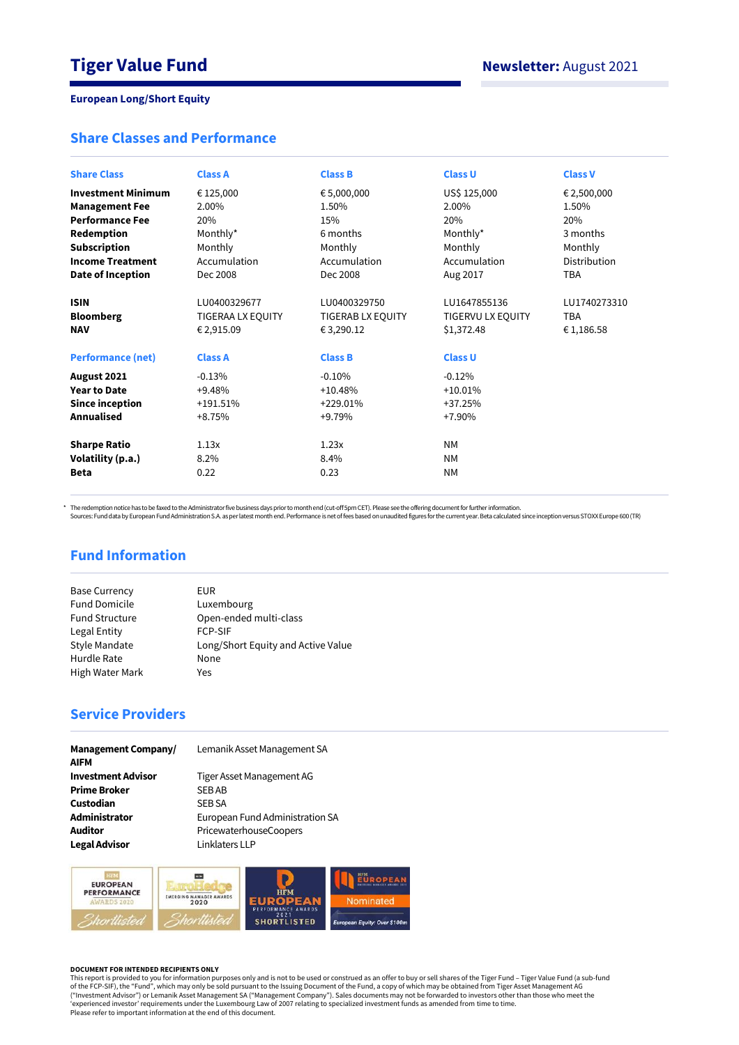# Tiger Value Fund

**Newsletter:** August 2021

**European Long/Short Equity**

## Share Classes and Performance

| Share Class | Class A | Class B | Class U | Class V |
|---|---|---|---|---|
| **Investment Minimum** | € 125,000 | € 5,000,000 | US$ 125,000 | € 2,500,000 |
| **Management Fee** | 2.00% | 1.50% | 2.00% | 1.50% |
| **Performance Fee** | 20% | 15% | 20% | 20% |
| **Redemption** | Monthly* | 6 months | Monthly* | 3 months |
| **Subscription** | Monthly | Monthly | Monthly | Monthly |
| **Income Treatment** | Accumulation | Accumulation | Accumulation | Distribution |
| **Date of Inception** | Dec 2008 | Dec 2008 | Aug 2017 | TBA |
| **ISIN** | LU0400329677 | LU0400329750 | LU1647855136 | LU1740273310 |
| **Bloomberg** | TIGERAA LX EQUITY | TIGERAB LX EQUITY | TIGERVU LX EQUITY | TBA |
| **NAV** | € 2,915.09 | € 3,290.12 | $1,372.48 | € 1,186.58 |

| Performance (net) | Class A | Class B | Class U |
|---|---|---|---|
| **August 2021** | -0.13% | -0.10% | -0.12% |
| **Year to Date** | +9.48% | +10.48% | +10.01% |
| **Since inception** | +191.51% | +229.01% | +37.25% |
| **Annualised** | +8.75% | +9.79% | +7.90% |
| **Sharpe Ratio** | 1.13x | 1.23x | NM |
| **Volatility (p.a.)** | 8.2% | 8.4% | NM |
| **Beta** | 0.22 | 0.23 | NM |

* The redemption notice has to be faxed to the Administrator five business days prior to month end (cut-off 5pm CET). Please see the offering document for further information.
Sources: Fund data by European Fund Administration S.A. as per latest month end. Performance is net of fees based on unaudited figures for the current year. Beta calculated since inception versus STOXX Europe 600 (TR)

## Fund Information

| | |
|---|---|
| Base Currency | EUR |
| Fund Domicile | Luxembourg |
| Fund Structure | Open-ended multi-class |
| Legal Entity | FCP-SIF |
| Style Mandate | Long/Short Equity and Active Value |
| Hurdle Rate | None |
| High Water Mark | Yes |

## Service Providers

| | |
|---|---|
| **Management Company/ AIFM** | Lemanik Asset Management SA |
| **Investment Advisor** | Tiger Asset Management AG |
| **Prime Broker** | SEB AB |
| **Custodian** | SEB SA |
| **Administrator** | European Fund Administration SA |
| **Auditor** | PricewaterhouseCoopers |
| **Legal Advisor** | Linklaters LLP |

HFM European Performance Awards 2020 – Shortlisted | EuroHedge Emerging Manager Awards 2020 – Shortlisted | HFM European Performance Awards 2021 – Shortlisted | HFM European Emerging Manager Awards 2021 – Nominated – European Equity: Over $100m

**DOCUMENT FOR INTENDED RECIPIENTS ONLY**
This report is provided to you for information purposes only and is not to be used or construed as an offer to buy or sell shares of the Tiger Fund – Tiger Value Fund (a sub-fund of the FCP-SIF), the "Fund", which may only be sold pursuant to the Issuing Document of the Fund, a copy of which may be obtained from Tiger Asset Management AG ("Investment Advisor") or Lemanik Asset Management SA ("Management Company"). Sales documents may not be forwarded to investors other than those who meet the 'experienced investor' requirements under the Luxembourg Law of 2007 relating to specialized investment funds as amended from time to time.
Please refer to important information at the end of this document.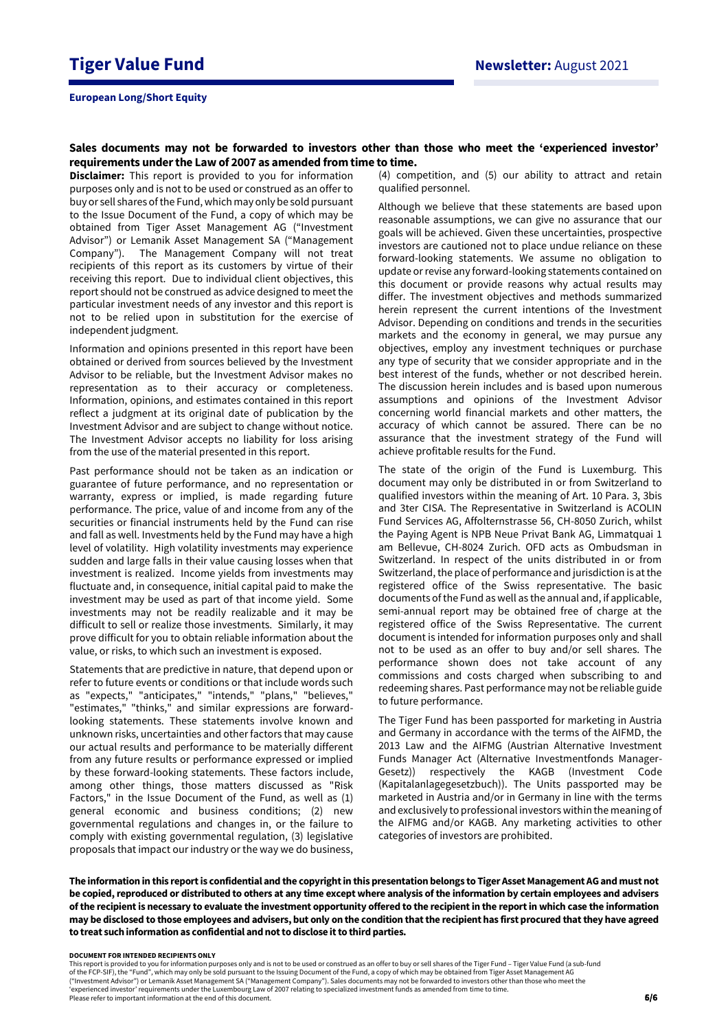# Tiger Value Fund

**Newsletter:** August 2021

**European Long/Short Equity**

**Sales documents may not be forwarded to investors other than those who meet the 'experienced investor' requirements under the Law of 2007 as amended from time to time.**

**Disclaimer:** This report is provided to you for information purposes only and is not to be used or construed as an offer to buy or sell shares of the Fund, which may only be sold pursuant to the Issue Document of the Fund, a copy of which may be obtained from Tiger Asset Management AG ("Investment Advisor") or Lemanik Asset Management SA ("Management Company"). The Management Company will not treat recipients of this report as its customers by virtue of their receiving this report. Due to individual client objectives, this report should not be construed as advice designed to meet the particular investment needs of any investor and this report is not to be relied upon in substitution for the exercise of independent judgment.

Information and opinions presented in this report have been obtained or derived from sources believed by the Investment Advisor to be reliable, but the Investment Advisor makes no representation as to their accuracy or completeness. Information, opinions, and estimates contained in this report reflect a judgment at its original date of publication by the Investment Advisor and are subject to change without notice. The Investment Advisor accepts no liability for loss arising from the use of the material presented in this report.

Past performance should not be taken as an indication or guarantee of future performance, and no representation or warranty, express or implied, is made regarding future performance. The price, value of and income from any of the securities or financial instruments held by the Fund can rise and fall as well. Investments held by the Fund may have a high level of volatility. High volatility investments may experience sudden and large falls in their value causing losses when that investment is realized. Income yields from investments may fluctuate and, in consequence, initial capital paid to make the investment may be used as part of that income yield. Some investments may not be readily realizable and it may be difficult to sell or realize those investments. Similarly, it may prove difficult for you to obtain reliable information about the value, or risks, to which such an investment is exposed.

Statements that are predictive in nature, that depend upon or refer to future events or conditions or that include words such as "expects," "anticipates," "intends," "plans," "believes," "estimates," "thinks," and similar expressions are forward-looking statements. These statements involve known and unknown risks, uncertainties and other factors that may cause our actual results and performance to be materially different from any future results or performance expressed or implied by these forward-looking statements. These factors include, among other things, those matters discussed as "Risk Factors," in the Issue Document of the Fund, as well as (1) general economic and business conditions; (2) new governmental regulations and changes in, or the failure to comply with existing governmental regulation, (3) legislative proposals that impact our industry or the way we do business, (4) competition, and (5) our ability to attract and retain qualified personnel.

Although we believe that these statements are based upon reasonable assumptions, we can give no assurance that our goals will be achieved. Given these uncertainties, prospective investors are cautioned not to place undue reliance on these forward-looking statements. We assume no obligation to update or revise any forward-looking statements contained on this document or provide reasons why actual results may differ. The investment objectives and methods summarized herein represent the current intentions of the Investment Advisor. Depending on conditions and trends in the securities markets and the economy in general, we may pursue any objectives, employ any investment techniques or purchase any type of security that we consider appropriate and in the best interest of the funds, whether or not described herein. The discussion herein includes and is based upon numerous assumptions and opinions of the Investment Advisor concerning world financial markets and other matters, the accuracy of which cannot be assured. There can be no assurance that the investment strategy of the Fund will achieve profitable results for the Fund.

The state of the origin of the Fund is Luxemburg. This document may only be distributed in or from Switzerland to qualified investors within the meaning of Art. 10 Para. 3, 3bis and 3ter CISA. The Representative in Switzerland is ACOLIN Fund Services AG, Affolternstrasse 56, CH-8050 Zurich, whilst the Paying Agent is NPB Neue Privat Bank AG, Limmatquai 1 am Bellevue, CH-8024 Zurich. OFD acts as Ombudsman in Switzerland. In respect of the units distributed in or from Switzerland, the place of performance and jurisdiction is at the registered office of the Swiss representative. The basic documents of the Fund as well as the annual and, if applicable, semi-annual report may be obtained free of charge at the registered office of the Swiss Representative. The current document is intended for information purposes only and shall not to be used as an offer to buy and/or sell shares. The performance shown does not take account of any commissions and costs charged when subscribing to and redeeming shares. Past performance may not be reliable guide to future performance.

The Tiger Fund has been passported for marketing in Austria and Germany in accordance with the terms of the AIFMD, the 2013 Law and the AIFMG (Austrian Alternative Investment Funds Manager Act (Alternative Investmentfonds Manager-Gesetz)) respectively the KAGB (Investment Code (Kapitalanlagegesetzbuch)). The Units passported may be marketed in Austria and/or in Germany in line with the terms and exclusively to professional investors within the meaning of the AIFMG and/or KAGB. Any marketing activities to other categories of investors are prohibited.

**The information in this report is confidential and the copyright in this presentation belongs to Tiger Asset Management AG and must not be copied, reproduced or distributed to others at any time except where analysis of the information by certain employees and advisers of the recipient is necessary to evaluate the investment opportunity offered to the recipient in the report in which case the information may be disclosed to those employees and advisers, but only on the condition that the recipient has first procured that they have agreed to treat such information as confidential and not to disclose it to third parties.**

**DOCUMENT FOR INTENDED RECIPIENTS ONLY**

This report is provided to you for information purposes only and is not to be used or construed as an offer to buy or sell shares of the Tiger Fund – Tiger Value Fund (a sub-fund of the FCP-SIF), the "Fund", which may only be sold pursuant to the Issuing Document of the Fund, a copy of which may be obtained from Tiger Asset Management AG ("Investment Advisor") or Lemanik Asset Management SA ("Management Company"). Sales documents may not be forwarded to investors other than those who meet the 'experienced investor' requirements under the Luxembourg Law of 2007 relating to specialized investment funds as amended from time to time.
Please refer to important information at the end of this document.